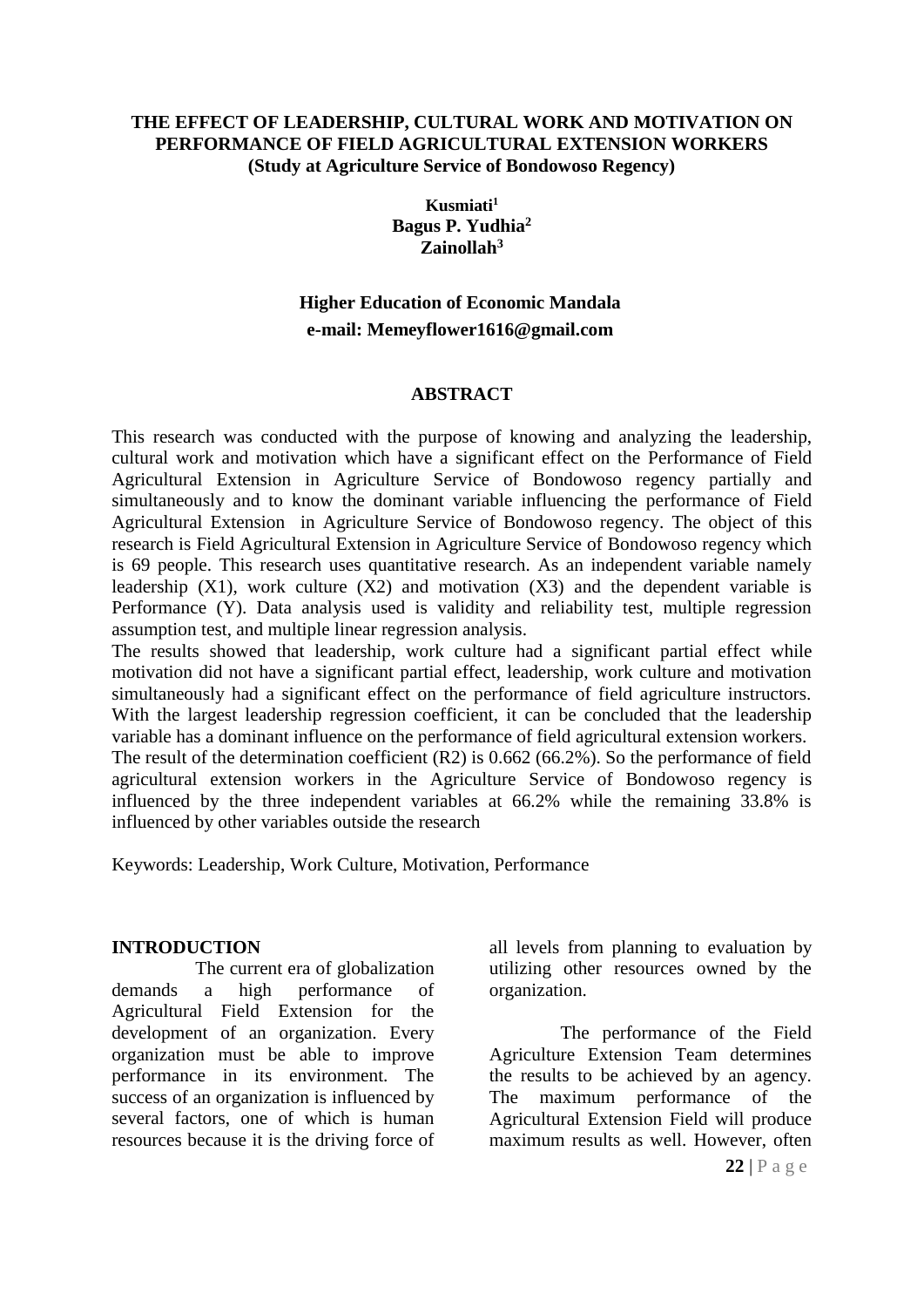# THE EFFECT OF LEADERSHIP, CULTURAL WORK AND MOTIVATION ON PERFORMANCE OF FIELD AGRICULTURAL EXTENSION WORKERS
## (Study at Agriculture Service of Bondowoso Regency)

**Kusmiati[1]**
**Bagus P. Yudhia[2]**
**Zainollah[3]**

**Higher Education of Economic Mandala**
**e-mail: Memeyflower1616@gmail.com**

## ABSTRACT

This research was conducted with the purpose of knowing and analyzing the leadership, cultural work and motivation which have a significant effect on the Performance of Field Agricultural Extension in Agriculture Service of Bondowoso regency partially and simultaneously and to know the dominant variable influencing the performance of Field Agricultural Extension in Agriculture Service of Bondowoso regency. The object of this research is Field Agricultural Extension in Agriculture Service of Bondowoso regency which is 69 people. This research uses quantitative research. As an independent variable namely leadership (X1), work culture (X2) and motivation (X3) and the dependent variable is Performance (Y). Data analysis used is validity and reliability test, multiple regression assumption test, and multiple linear regression analysis.

The results showed that leadership, work culture had a significant partial effect while motivation did not have a significant partial effect, leadership, work culture and motivation simultaneously had a significant effect on the performance of field agriculture instructors. With the largest leadership regression coefficient, it can be concluded that the leadership variable has a dominant influence on the performance of field agricultural extension workers. The result of the determination coefficient (R2) is 0.662 (66.2%). So the performance of field agricultural extension workers in the Agriculture Service of Bondowoso regency is influenced by the three independent variables at 66.2% while the remaining 33.8% is influenced by other variables outside the research

Keywords: Leadership, Work Culture, Motivation, Performance

## INTRODUCTION

The current era of globalization demands a high performance of Agricultural Field Extension for the development of an organization. Every organization must be able to improve performance in its environment. The success of an organization is influenced by several factors, one of which is human resources because it is the driving force of all levels from planning to evaluation by utilizing other resources owned by the organization.

The performance of the Field Agriculture Extension Team determines the results to be achieved by an agency. The maximum performance of the Agricultural Extension Field will produce maximum results as well. However, often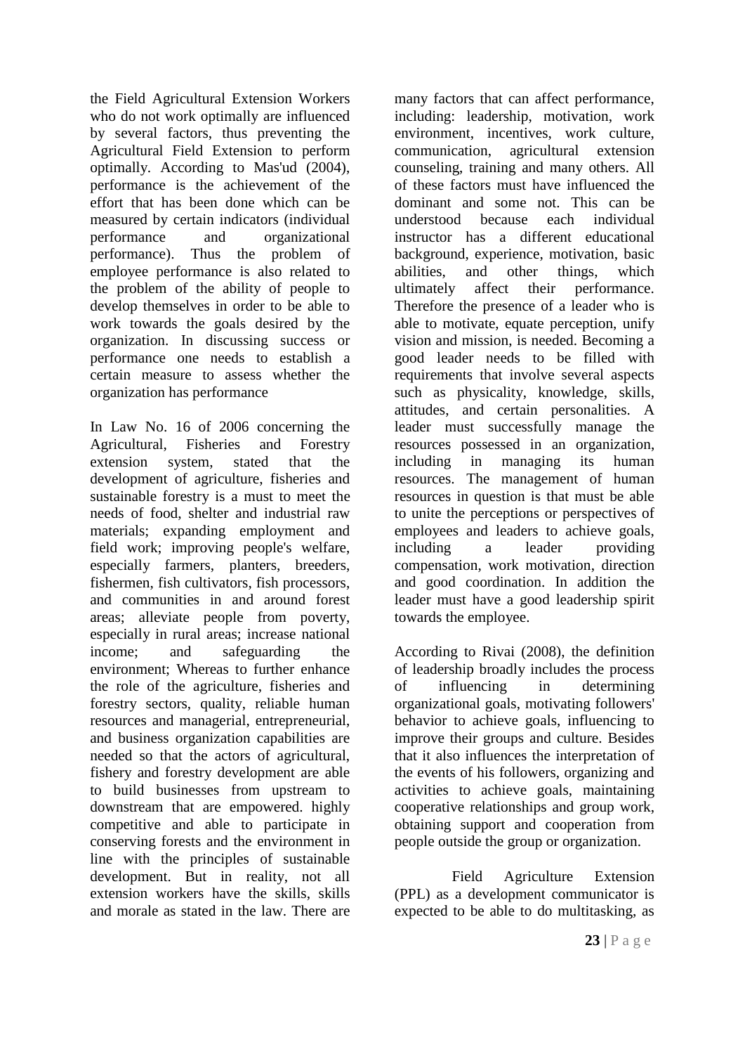the Field Agricultural Extension Workers who do not work optimally are influenced by several factors, thus preventing the Agricultural Field Extension to perform optimally. According to Mas'ud (2004), performance is the achievement of the effort that has been done which can be measured by certain indicators (individual performance and organizational performance). Thus the problem of employee performance is also related to the problem of the ability of people to develop themselves in order to be able to work towards the goals desired by the organization. In discussing success or performance one needs to establish a certain measure to assess whether the organization has performance

In Law No. 16 of 2006 concerning the Agricultural, Fisheries and Forestry extension system, stated that the development of agriculture, fisheries and sustainable forestry is a must to meet the needs of food, shelter and industrial raw materials; expanding employment and field work; improving people's welfare, especially farmers, planters, breeders, fishermen, fish cultivators, fish processors, and communities in and around forest areas; alleviate people from poverty, especially in rural areas; increase national income; and safeguarding the environment; Whereas to further enhance the role of the agriculture, fisheries and forestry sectors, quality, reliable human resources and managerial, entrepreneurial, and business organization capabilities are needed so that the actors of agricultural, fishery and forestry development are able to build businesses from upstream to downstream that are empowered. highly competitive and able to participate in conserving forests and the environment in line with the principles of sustainable development. But in reality, not all extension workers have the skills, skills and morale as stated in the law. There are many factors that can affect performance, including: leadership, motivation, work environment, incentives, work culture, communication, agricultural extension counseling, training and many others. All of these factors must have influenced the dominant and some not. This can be understood because each individual instructor has a different educational background, experience, motivation, basic abilities, and other things, which ultimately affect their performance. Therefore the presence of a leader who is able to motivate, equate perception, unify vision and mission, is needed. Becoming a good leader needs to be filled with requirements that involve several aspects such as physicality, knowledge, skills, attitudes, and certain personalities. A leader must successfully manage the resources possessed in an organization, including in managing its human resources. The management of human resources in question is that must be able to unite the perceptions or perspectives of employees and leaders to achieve goals, including a leader providing compensation, work motivation, direction and good coordination. In addition the leader must have a good leadership spirit towards the employee.

According to Rivai (2008), the definition of leadership broadly includes the process of influencing in determining organizational goals, motivating followers' behavior to achieve goals, influencing to improve their groups and culture. Besides that it also influences the interpretation of the events of his followers, organizing and activities to achieve goals, maintaining cooperative relationships and group work, obtaining support and cooperation from people outside the group or organization.

Field Agriculture Extension (PPL) as a development communicator is expected to be able to do multitasking, as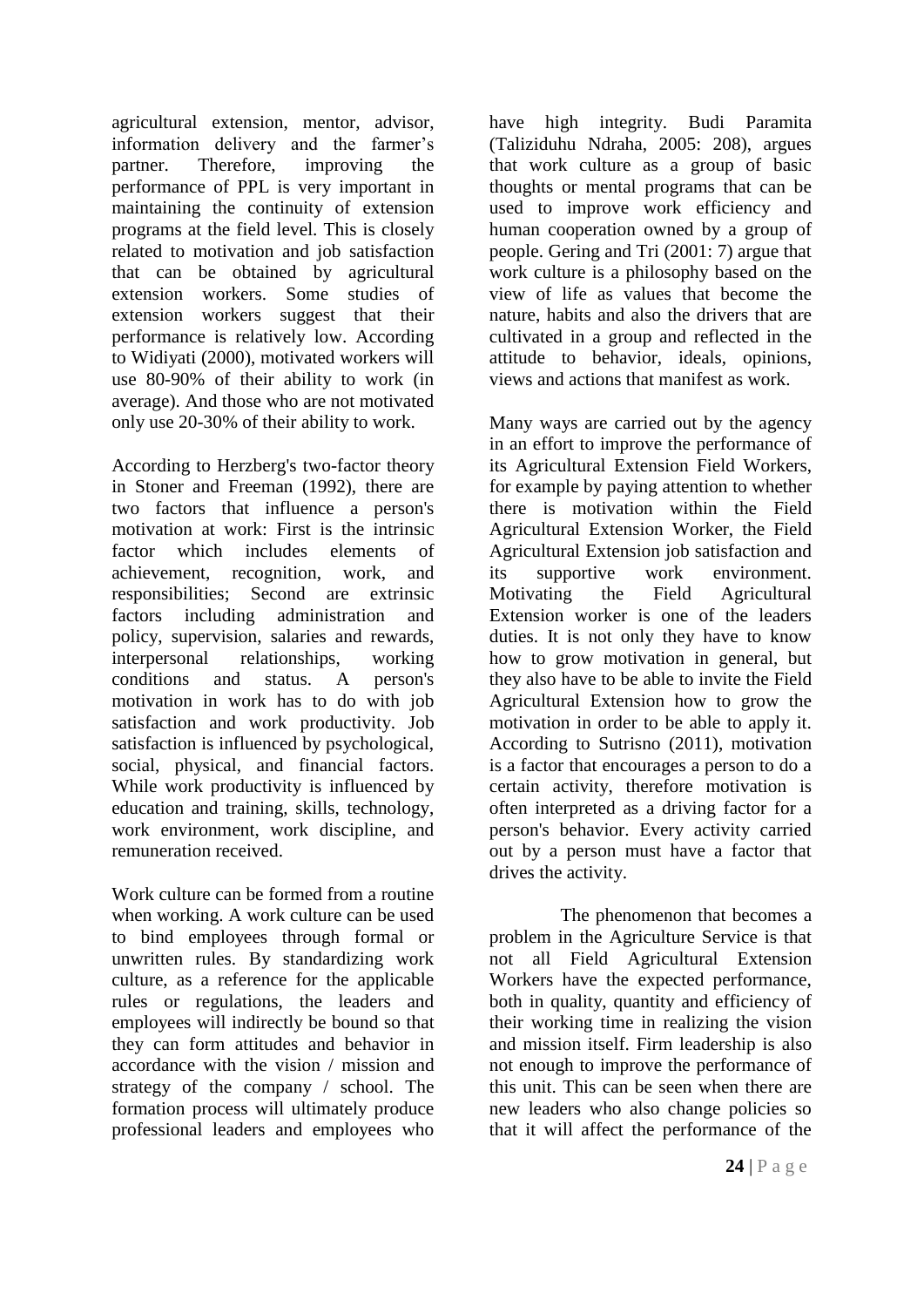agricultural extension, mentor, advisor, information delivery and the farmer's partner. Therefore, improving the performance of PPL is very important in maintaining the continuity of extension programs at the field level. This is closely related to motivation and job satisfaction that can be obtained by agricultural extension workers. Some studies of extension workers suggest that their performance is relatively low. According to Widiyati (2000), motivated workers will use 80-90% of their ability to work (in average). And those who are not motivated only use 20-30% of their ability to work.

According to Herzberg's two-factor theory in Stoner and Freeman (1992), there are two factors that influence a person's motivation at work: First is the intrinsic factor which includes elements of achievement, recognition, work, and responsibilities; Second are extrinsic factors including administration and policy, supervision, salaries and rewards, interpersonal relationships, working conditions and status. A person's motivation in work has to do with job satisfaction and work productivity. Job satisfaction is influenced by psychological, social, physical, and financial factors. While work productivity is influenced by education and training, skills, technology, work environment, work discipline, and remuneration received.

Work culture can be formed from a routine when working. A work culture can be used to bind employees through formal or unwritten rules. By standardizing work culture, as a reference for the applicable rules or regulations, the leaders and employees will indirectly be bound so that they can form attitudes and behavior in accordance with the vision / mission and strategy of the company / school. The formation process will ultimately produce professional leaders and employees who have high integrity. Budi Paramita (Taliziduhu Ndraha, 2005: 208), argues that work culture as a group of basic thoughts or mental programs that can be used to improve work efficiency and human cooperation owned by a group of people. Gering and Tri (2001: 7) argue that work culture is a philosophy based on the view of life as values that become the nature, habits and also the drivers that are cultivated in a group and reflected in the attitude to behavior, ideals, opinions, views and actions that manifest as work.

Many ways are carried out by the agency in an effort to improve the performance of its Agricultural Extension Field Workers, for example by paying attention to whether there is motivation within the Field Agricultural Extension Worker, the Field Agricultural Extension job satisfaction and its supportive work environment. Motivating the Field Agricultural Extension worker is one of the leaders duties. It is not only they have to know how to grow motivation in general, but they also have to be able to invite the Field Agricultural Extension how to grow the motivation in order to be able to apply it. According to Sutrisno (2011), motivation is a factor that encourages a person to do a certain activity, therefore motivation is often interpreted as a driving factor for a person's behavior. Every activity carried out by a person must have a factor that drives the activity.

The phenomenon that becomes a problem in the Agriculture Service is that not all Field Agricultural Extension Workers have the expected performance, both in quality, quantity and efficiency of their working time in realizing the vision and mission itself. Firm leadership is also not enough to improve the performance of this unit. This can be seen when there are new leaders who also change policies so that it will affect the performance of the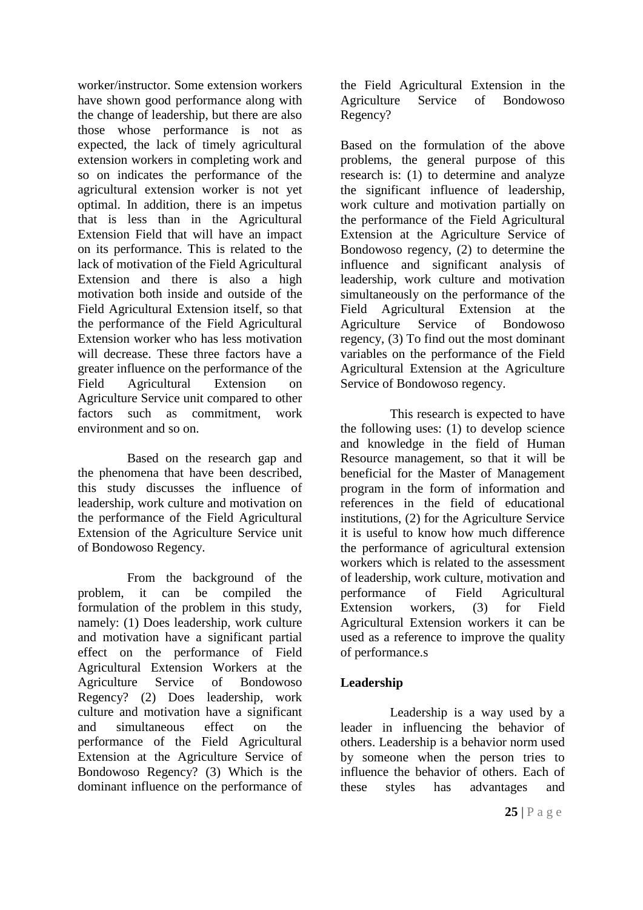worker/instructor. Some extension workers have shown good performance along with the change of leadership, but there are also those whose performance is not as expected, the lack of timely agricultural extension workers in completing work and so on indicates the performance of the agricultural extension worker is not yet optimal. In addition, there is an impetus that is less than in the Agricultural Extension Field that will have an impact on its performance. This is related to the lack of motivation of the Field Agricultural Extension and there is also a high motivation both inside and outside of the Field Agricultural Extension itself, so that the performance of the Field Agricultural Extension worker who has less motivation will decrease. These three factors have a greater influence on the performance of the Field Agricultural Extension on Agriculture Service unit compared to other factors such as commitment, work environment and so on.

Based on the research gap and the phenomena that have been described, this study discusses the influence of leadership, work culture and motivation on the performance of the Field Agricultural Extension of the Agriculture Service unit of Bondowoso Regency.

From the background of the problem, it can be compiled the formulation of the problem in this study, namely: (1) Does leadership, work culture and motivation have a significant partial effect on the performance of Field Agricultural Extension Workers at the Agriculture Service of Bondowoso Regency? (2) Does leadership, work culture and motivation have a significant and simultaneous effect on the performance of the Field Agricultural Extension at the Agriculture Service of Bondowoso Regency? (3) Which is the dominant influence on the performance of the Field Agricultural Extension in the Agriculture Service of Bondowoso Regency?

Based on the formulation of the above problems, the general purpose of this research is: (1) to determine and analyze the significant influence of leadership, work culture and motivation partially on the performance of the Field Agricultural Extension at the Agriculture Service of Bondowoso regency, (2) to determine the influence and significant analysis of leadership, work culture and motivation simultaneously on the performance of the Field Agricultural Extension at the Agriculture Service of Bondowoso regency, (3) To find out the most dominant variables on the performance of the Field Agricultural Extension at the Agriculture Service of Bondowoso regency.

This research is expected to have the following uses: (1) to develop science and knowledge in the field of Human Resource management, so that it will be beneficial for the Master of Management program in the form of information and references in the field of educational institutions, (2) for the Agriculture Service it is useful to know how much difference the performance of agricultural extension workers which is related to the assessment of leadership, work culture, motivation and performance of Field Agricultural Extension workers, (3) for Field Agricultural Extension workers it can be used as a reference to improve the quality of performance.s

## Leadership

Leadership is a way used by a leader in influencing the behavior of others. Leadership is a behavior norm used by someone when the person tries to influence the behavior of others. Each of these styles has advantages and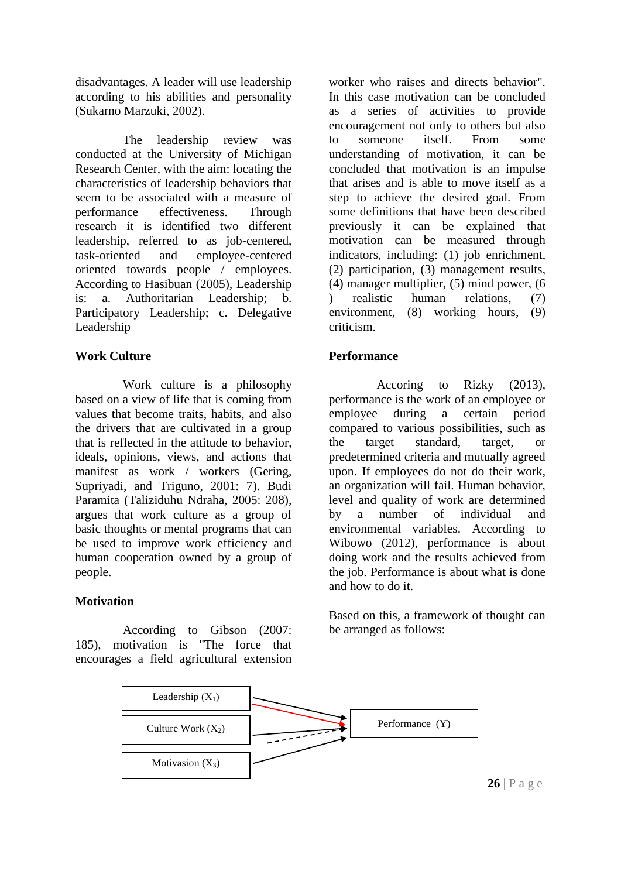disadvantages. A leader will use leadership according to his abilities and personality (Sukarno Marzuki, 2002).

The leadership review was conducted at the University of Michigan Research Center, with the aim: locating the characteristics of leadership behaviors that seem to be associated with a measure of performance effectiveness. Through research it is identified two different leadership, referred to as job-centered, task-oriented and employee-centered oriented towards people / employees. According to Hasibuan (2005), Leadership is: a. Authoritarian Leadership; b. Participatory Leadership; c. Delegative Leadership

**Work Culture**

Work culture is a philosophy based on a view of life that is coming from values that become traits, habits, and also the drivers that are cultivated in a group that is reflected in the attitude to behavior, ideals, opinions, views, and actions that manifest as work / workers (Gering, Supriyadi, and Triguno, 2001: 7). Budi Paramita (Taliziduhu Ndraha, 2005: 208), argues that work culture as a group of basic thoughts or mental programs that can be used to improve work efficiency and human cooperation owned by a group of people.

**Motivation**

According to Gibson (2007: 185), motivation is "The force that encourages a field agricultural extension worker who raises and directs behavior". In this case motivation can be concluded as a series of activities to provide encouragement not only to others but also to someone itself. From some understanding of motivation, it can be concluded that motivation is an impulse that arises and is able to move itself as a step to achieve the desired goal. From some definitions that have been described previously it can be explained that motivation can be measured through indicators, including: (1) job enrichment, (2) participation, (3) management results, (4) manager multiplier, (5) mind power, (6 ) realistic human relations, (7) environment, (8) working hours, (9) criticism.

**Performance**

Accoring to Rizky (2013), performance is the work of an employee or employee during a certain period compared to various possibilities, such as the target standard, target, or predetermined criteria and mutually agreed upon. If employees do not do their work, an organization will fail. Human behavior, level and quality of work are determined by a number of individual and environmental variables. According to Wibowo (2012), performance is about doing work and the results achieved from the job. Performance is about what is done and how to do it.

Based on this, a framework of thought can be arranged as follows:

Leadership ($X_1$) → Performance (Y)
Culture Work ($X_2$) → Performance (Y)
Motivation ($X_3$) → Performance (Y)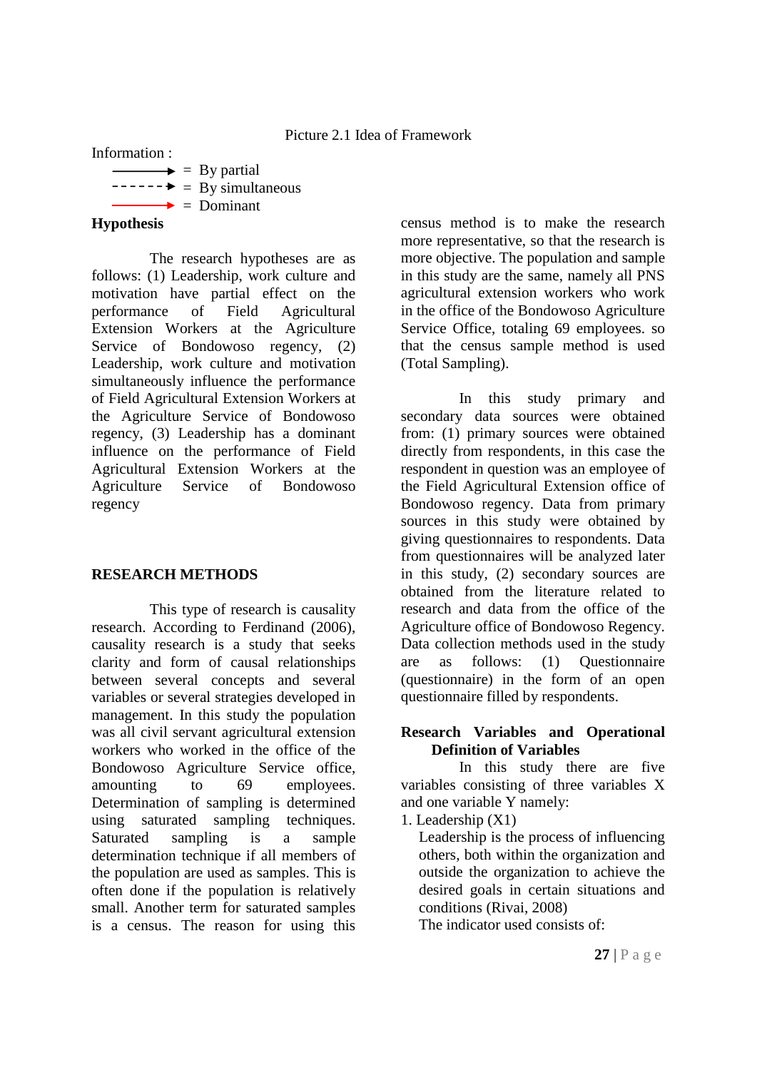Picture 2.1 Idea of Framework

Information :

- ——→ = By partial
- - - - - → = By simultaneous
- ——→ = Dominant

**Hypothesis**

The research hypotheses are as follows: (1) Leadership, work culture and motivation have partial effect on the performance of Field Agricultural Extension Workers at the Agriculture Service of Bondowoso regency, (2) Leadership, work culture and motivation simultaneously influence the performance of Field Agricultural Extension Workers at the Agriculture Service of Bondowoso regency, (3) Leadership has a dominant influence on the performance of Field Agricultural Extension Workers at the Agriculture Service of Bondowoso regency

## RESEARCH METHODS

This type of research is causality research. According to Ferdinand (2006), causality research is a study that seeks clarity and form of causal relationships between several concepts and several variables or several strategies developed in management. In this study the population was all civil servant agricultural extension workers who worked in the office of the Bondowoso Agriculture Service office, amounting to 69 employees. Determination of sampling is determined using saturated sampling techniques. Saturated sampling is a sample determination technique if all members of the population are used as samples. This is often done if the population is relatively small. Another term for saturated samples is a census. The reason for using this census method is to make the research more representative, so that the research is more objective. The population and sample in this study are the same, namely all PNS agricultural extension workers who work in the office of the Bondowoso Agriculture Service Office, totaling 69 employees. so that the census sample method is used (Total Sampling).

In this study primary and secondary data sources were obtained from: (1) primary sources were obtained directly from respondents, in this case the respondent in question was an employee of the Field Agricultural Extension office of Bondowoso regency. Data from primary sources in this study were obtained by giving questionnaires to respondents. Data from questionnaires will be analyzed later in this study, (2) secondary sources are obtained from the literature related to research and data from the office of the Agriculture office of Bondowoso Regency. Data collection methods used in the study are as follows: (1) Questionnaire (questionnaire) in the form of an open questionnaire filled by respondents.

**Research Variables and Operational Definition of Variables**

In this study there are five variables consisting of three variables X and one variable Y namely:

1. Leadership (X1)

   Leadership is the process of influencing others, both within the organization and outside the organization to achieve the desired goals in certain situations and conditions (Rivai, 2008)

   The indicator used consists of: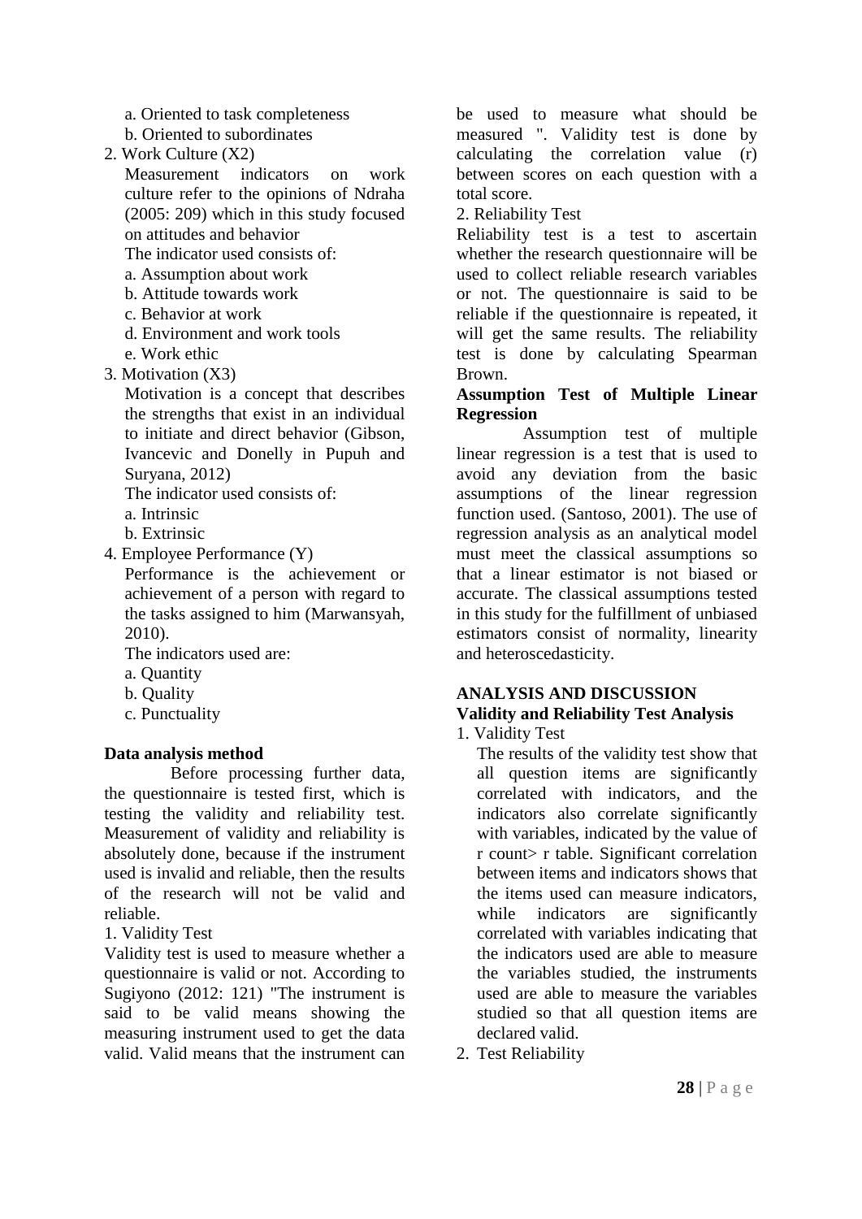a. Oriented to task completeness
b. Oriented to subordinates

2. Work Culture (X2)

   Measurement indicators on work culture refer to the opinions of Ndraha (2005: 209) which in this study focused on attitudes and behavior

   The indicator used consists of:

   a. Assumption about work
   b. Attitude towards work
   c. Behavior at work
   d. Environment and work tools
   e. Work ethic

3. Motivation (X3)

   Motivation is a concept that describes the strengths that exist in an individual to initiate and direct behavior (Gibson, Ivancevic and Donelly in Pupuh and Suryana, 2012)

   The indicator used consists of:

   a. Intrinsic
   b. Extrinsic

4. Employee Performance (Y)

   Performance is the achievement or achievement of a person with regard to the tasks assigned to him (Marwansyah, 2010).

   The indicators used are:

   a. Quantity
   b. Quality
   c. Punctuality

**Data analysis method**

Before processing further data, the questionnaire is tested first, which is testing the validity and reliability test. Measurement of validity and reliability is absolutely done, because if the instrument used is invalid and reliable, then the results of the research will not be valid and reliable.

1. Validity Test

Validity test is used to measure whether a questionnaire is valid or not. According to Sugiyono (2012: 121) "The instrument is said to be valid means showing the measuring instrument used to get the data valid. Valid means that the instrument can be used to measure what should be measured ". Validity test is done by calculating the correlation value (r) between scores on each question with a total score.

2. Reliability Test

Reliability test is a test to ascertain whether the research questionnaire will be used to collect reliable research variables or not. The questionnaire is said to be reliable if the questionnaire is repeated, it will get the same results. The reliability test is done by calculating Spearman Brown.

**Assumption Test of Multiple Linear Regression**

Assumption test of multiple linear regression is a test that is used to avoid any deviation from the basic assumptions of the linear regression function used. (Santoso, 2001). The use of regression analysis as an analytical model must meet the classical assumptions so that a linear estimator is not biased or accurate. The classical assumptions tested in this study for the fulfillment of unbiased estimators consist of normality, linearity and heteroscedasticity.

## ANALYSIS AND DISCUSSION

**Validity and Reliability Test Analysis**

1. Validity Test

   The results of the validity test show that all question items are significantly correlated with indicators, and the indicators also correlate significantly with variables, indicated by the value of r count> r table. Significant correlation between items and indicators shows that the items used can measure indicators, while indicators are significantly correlated with variables indicating that the indicators used are able to measure the variables studied, the instruments used are able to measure the variables studied so that all question items are declared valid.

2. Test Reliability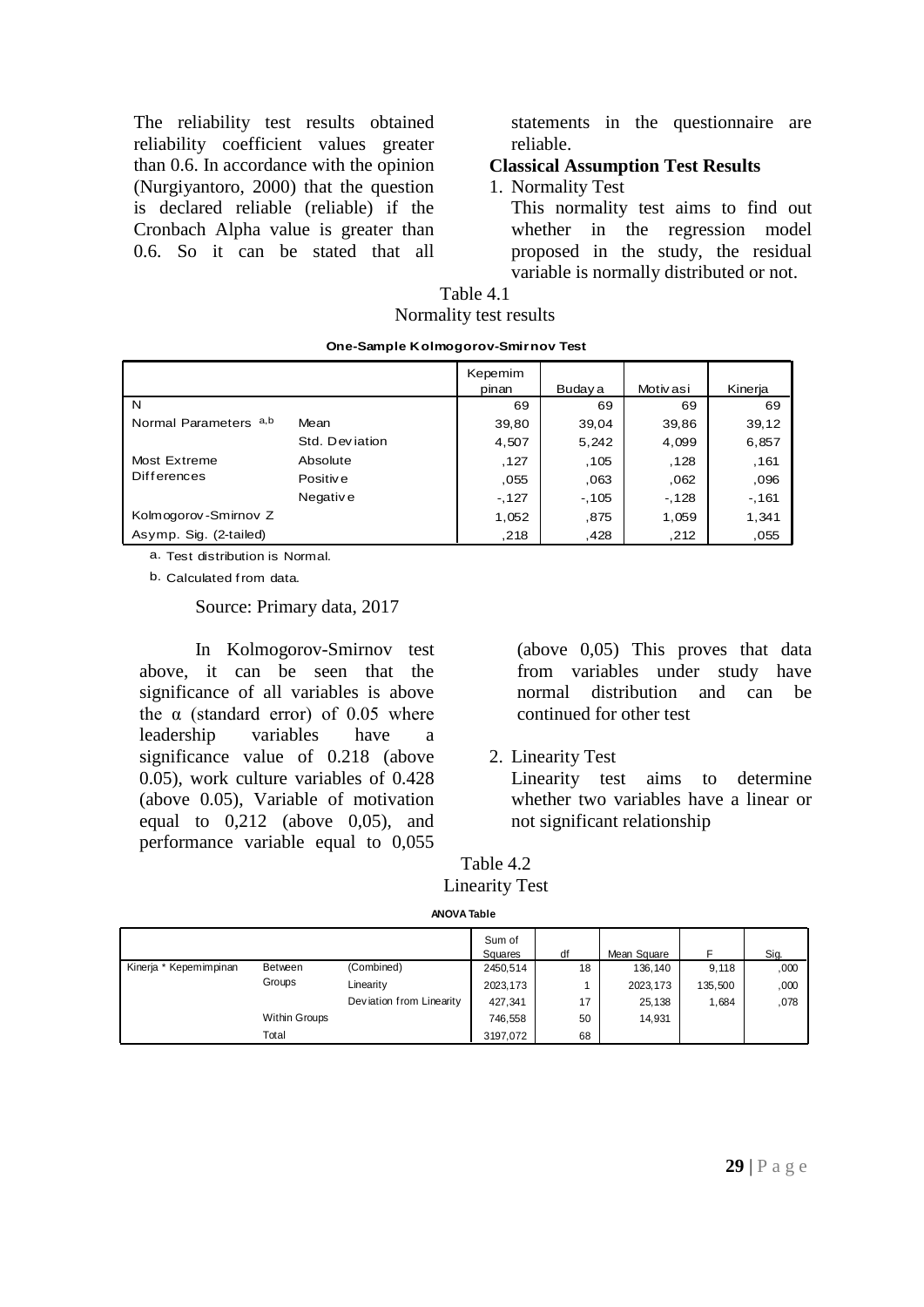The reliability test results obtained reliability coefficient values greater than 0.6. In accordance with the opinion (Nurgiyantoro, 2000) that the question is declared reliable (reliable) if the Cronbach Alpha value is greater than 0.6. So it can be stated that all statements in the questionnaire are reliable.

**Classical Assumption Test Results**

1. Normality Test

   This normality test aims to find out whether in the regression model proposed in the study, the residual variable is normally distributed or not.

Table 4.1
Normality test results

**One-Sample Kolmogorov-Smirnov Test**

| | | Kepemimpinan | Budaya | Motivasi | Kinerja |
|---|---|---|---|---|---|
| N | | 69 | 69 | 69 | 69 |
| Normal Parameters [a,b] | Mean | 39,80 | 39,04 | 39,86 | 39,12 |
| | Std. Deviation | 4,507 | 5,242 | 4,099 | 6,857 |
| Most Extreme Differences | Absolute | ,127 | ,105 | ,128 | ,161 |
| | Positive | ,055 | ,063 | ,062 | ,096 |
| | Negative | -,127 | -,105 | -,128 | -,161 |
| Kolmogorov-Smirnov Z | | 1,052 | ,875 | 1,059 | 1,341 |
| Asymp. Sig. (2-tailed) | | ,218 | ,428 | ,212 | ,055 |

a. Test distribution is Normal.

b. Calculated from data.

Source: Primary data, 2017

In Kolmogorov-Smirnov test above, it can be seen that the significance of all variables is above the α (standard error) of 0.05 where leadership variables have a significance value of 0.218 (above 0.05), work culture variables of 0.428 (above 0.05), Variable of motivation equal to 0,212 (above 0,05), and performance variable equal to 0,055 (above 0,05) This proves that data from variables under study have normal distribution and can be continued for other test

2. Linearity Test

   Linearity test aims to determine whether two variables have a linear or not significant relationship

Table 4.2
Linearity Test

**ANOVA Table**

| | | | Sum of Squares | df | Mean Square | F | Sig. |
|---|---|---|---|---|---|---|---|
| Kinerja * Kepemimpinan | Between Groups | (Combined) | 2450,514 | 18 | 136,140 | 9,118 | ,000 |
| | | Linearity | 2023,173 | 1 | 2023,173 | 135,500 | ,000 |
| | | Deviation from Linearity | 427,341 | 17 | 25,138 | 1,684 | ,078 |
| | Within Groups | | 746,558 | 50 | 14,931 | | |
| | Total | | 3197,072 | 68 | | | |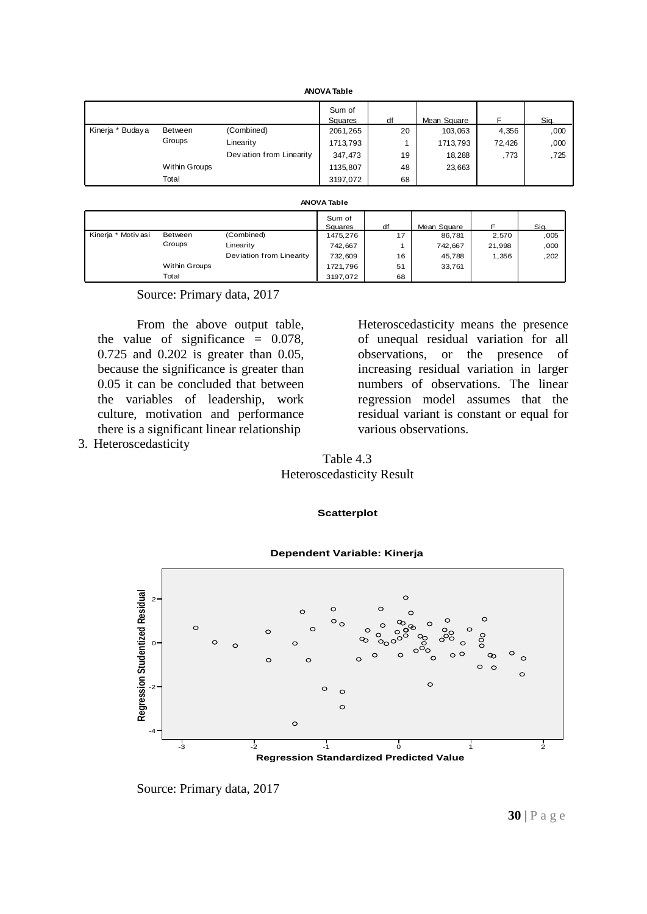**ANOVA Table**

| | | | Sum of Squares | df | Mean Square | F | Sig. |
|---|---|---|---|---|---|---|---|
| Kinerja * Budaya | Between Groups | (Combined) | 2061,265 | 20 | 103,063 | 4,356 | ,000 |
| | | Linearity | 1713,793 | 1 | 1713,793 | 72,426 | ,000 |
| | | Deviation from Linearity | 347,473 | 19 | 18,288 | ,773 | ,725 |
| | Within Groups | | 1135,807 | 48 | 23,663 | | |
| | Total | | 3197,072 | 68 | | | |

**ANOVA Table**

| | | | Sum of Squares | df | Mean Square | F | Sig. |
|---|---|---|---|---|---|---|---|
| Kinerja * Motivasi | Between Groups | (Combined) | 1475,276 | 17 | 86,781 | 2,570 | ,005 |
| | | Linearity | 742,667 | 1 | 742,667 | 21,998 | ,000 |
| | | Deviation from Linearity | 732,609 | 16 | 45,788 | 1,356 | ,202 |
| | Within Groups | | 1721,796 | 51 | 33,761 | | |
| | Total | | 3197,072 | 68 | | | |

Source: Primary data, 2017

From the above output table, the value of significance = 0.078, 0.725 and 0.202 is greater than 0.05, because the significance is greater than 0.05 it can be concluded that between the variables of leadership, work culture, motivation and performance there is a significant linear relationship

3. Heteroscedasticity

Heteroscedasticity means the presence of unequal residual variation for all observations, or the presence of increasing residual variation in larger numbers of observations. The linear regression model assumes that the residual variant is constant or equal for various observations.

Table 4.3
Heteroscedasticity Result

**Scatterplot**

**Dependent Variable: Kinerja**

Source: Primary data, 2017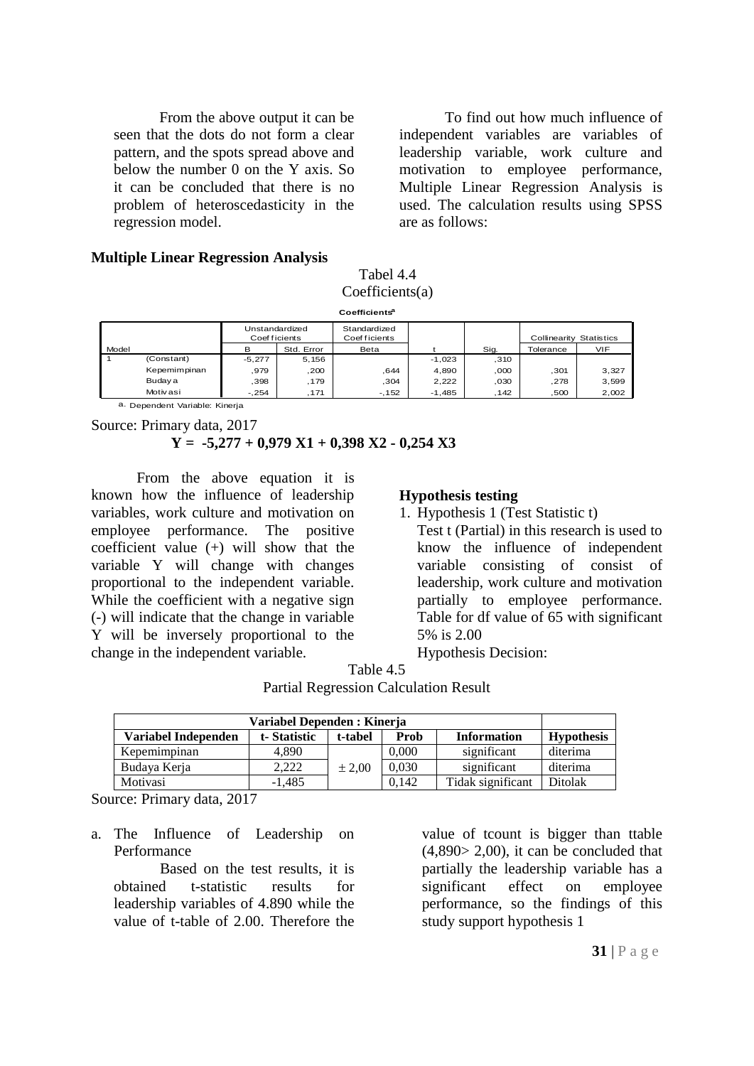From the above output it can be seen that the dots do not form a clear pattern, and the spots spread above and below the number 0 on the Y axis. So it can be concluded that there is no problem of heteroscedasticity in the regression model.

To find out how much influence of independent variables are variables of leadership variable, work culture and motivation to employee performance, Multiple Linear Regression Analysis is used. The calculation results using SPSS are as follows:

**Multiple Linear Regression Analysis**

Tabel 4.4
Coefficients(a)

**Coefficients[a]**

| Model | | Unstandardized Coefficients | | Standardized Coefficients | t | Sig. | Collinearity Statistics | |
|---|---|---|---|---|---|---|---|---|
| | | B | Std. Error | Beta | | | Tolerance | VIF |
| 1 | (Constant) | -5,277 | 5,156 | | -1,023 | ,310 | | |
| | Kepemimpinan | ,979 | ,200 | ,644 | 4,890 | ,000 | ,301 | 3,327 |
| | Budaya | ,398 | ,179 | ,304 | 2,222 | ,030 | ,278 | 3,599 |
| | Motivasi | -,254 | ,171 | -,152 | -1,485 | ,142 | ,500 | 2,002 |

a. Dependent Variable: Kinerja

Source: Primary data, 2017

$$Y = -5{,}277 + 0{,}979\,X1 + 0{,}398\,X2 - 0{,}254\,X3$$

From the above equation it is known how the influence of leadership variables, work culture and motivation on employee performance. The positive coefficient value (+) will show that the variable Y will change with changes proportional to the independent variable. While the coefficient with a negative sign (-) will indicate that the change in variable Y will be inversely proportional to the change in the independent variable.

**Hypothesis testing**

1. Hypothesis 1 (Test Statistic t)
   Test t (Partial) in this research is used to know the influence of independent variable consisting of consist of leadership, work culture and motivation partially to employee performance. Table for df value of 65 with significant 5% is 2.00
   Hypothesis Decision:

Table 4.5
Partial Regression Calculation Result

| Variabel Dependen : Kinerja | | | | | |
|---|---|---|---|---|---|
| **Variabel Independen** | **t- Statistic** | **t-tabel** | **Prob** | **Information** | **Hypothesis** |
| Kepemimpinan | 4,890 | ± 2,00 | 0,000 | significant | diterima |
| Budaya Kerja | 2,222 | | 0,030 | significant | diterima |
| Motivasi | -1,485 | | 0,142 | Tidak significant | Ditolak |

Source: Primary data, 2017

a. The Influence of Leadership on Performance

   Based on the test results, it is obtained t-statistic results for leadership variables of 4.890 while the value of t-table of 2.00. Therefore the value of tcount is bigger than ttable (4,890> 2,00), it can be concluded that partially the leadership variable has a significant effect on employee performance, so the findings of this study support hypothesis 1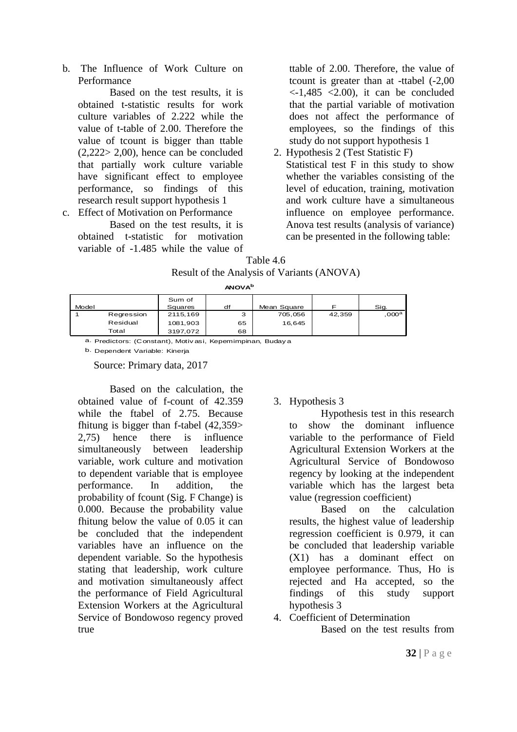b. The Influence of Work Culture on Performance

Based on the test results, it is obtained t-statistic results for work culture variables of 2.222 while the value of t-table of 2.00. Therefore the value of tcount is bigger than ttable (2,222> 2,00), hence can be concluded that partially work culture variable have significant effect to employee performance, so findings of this research result support hypothesis 1

c. Effect of Motivation on Performance

Based on the test results, it is obtained t-statistic for motivation variable of -1.485 while the value of ttable of 2.00. Therefore, the value of tcount is greater than at -ttabel (-2,00 <-1,485 <2.00), it can be concluded that the partial variable of motivation does not affect the performance of employees, so the findings of this study do not support hypothesis 1

2. Hypothesis 2 (Test Statistic F)

Statistical test F in this study to show whether the variables consisting of the level of education, training, motivation and work culture have a simultaneous influence on employee performance. Anova test results (analysis of variance) can be presented in the following table:

Table 4.6
Result of the Analysis of Variants (ANOVA)

**ANOVA[b]**

| Model | | Sum of Squares | df | Mean Square | F | Sig. |
|---|---|---|---|---|---|---|
| 1 | Regression | 2115,169 | 3 | 705,056 | 42,359 | ,000[a] |
| | Residual | 1081,903 | 65 | 16,645 | | |
| | Total | 3197,072 | 68 | | | |

a. Predictors: (Constant), Motivasi, Kepemimpinan, Budaya

b. Dependent Variable: Kinerja

Source: Primary data, 2017

Based on the calculation, the obtained value of f-count of 42.359 while the ftabel of 2.75. Because fhitung is bigger than f-tabel (42,359> 2,75) hence there is influence simultaneously between leadership variable, work culture and motivation to dependent variable that is employee performance. In addition, the probability of fcount (Sig. F Change) is 0.000. Because the probability value fhitung below the value of 0.05 it can be concluded that the independent variables have an influence on the dependent variable. So the hypothesis stating that leadership, work culture and motivation simultaneously affect the performance of Field Agricultural Extension Workers at the Agricultural Service of Bondowoso regency proved true

3. Hypothesis 3

Hypothesis test in this research to show the dominant influence variable to the performance of Field Agricultural Extension Workers at the Agricultural Service of Bondowoso regency by looking at the independent variable which has the largest beta value (regression coefficient)

Based on the calculation results, the highest value of leadership regression coefficient is 0.979, it can be concluded that leadership variable (X1) has a dominant effect on employee performance. Thus, Ho is rejected and Ha accepted, so the findings of this study support hypothesis 3

4. Coefficient of Determination

Based on the test results from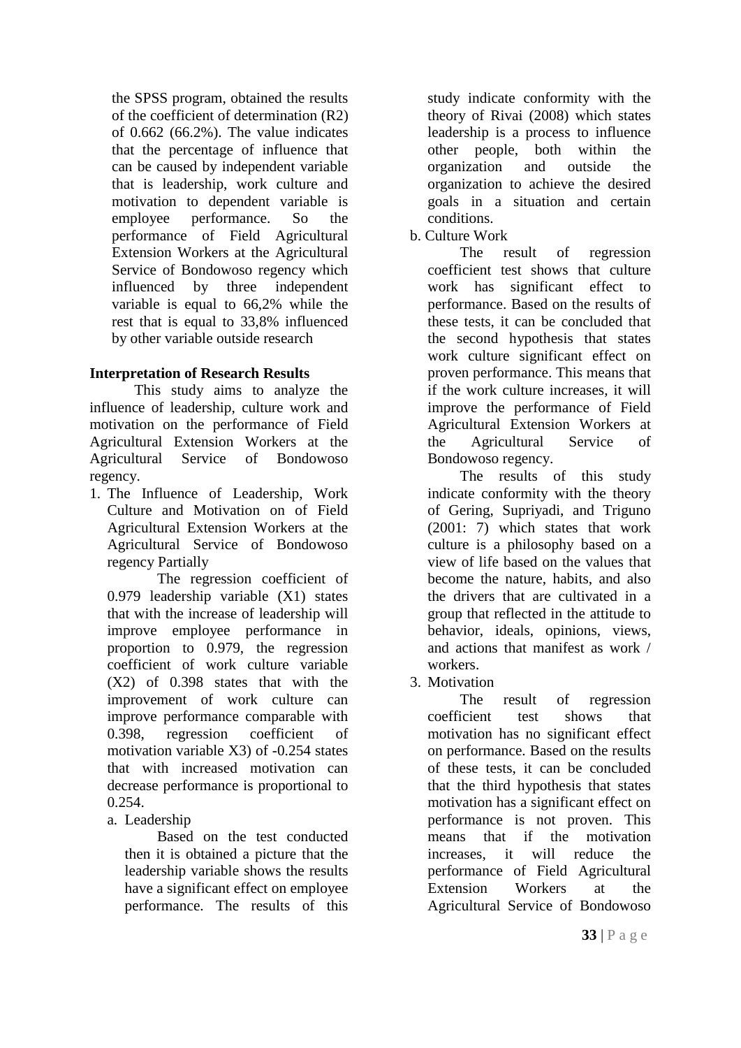the SPSS program, obtained the results of the coefficient of determination (R2) of 0.662 (66.2%). The value indicates that the percentage of influence that can be caused by independent variable that is leadership, work culture and motivation to dependent variable is employee performance. So the performance of Field Agricultural Extension Workers at the Agricultural Service of Bondowoso regency which influenced by three independent variable is equal to 66,2% while the rest that is equal to 33,8% influenced by other variable outside research

**Interpretation of Research Results**

This study aims to analyze the influence of leadership, culture work and motivation on the performance of Field Agricultural Extension Workers at the Agricultural Service of Bondowoso regency.

1. The Influence of Leadership, Work Culture and Motivation on of Field Agricultural Extension Workers at the Agricultural Service of Bondowoso regency Partially

   The regression coefficient of 0.979 leadership variable (X1) states that with the increase of leadership will improve employee performance in proportion to 0.979, the regression coefficient of work culture variable (X2) of 0.398 states that with the improvement of work culture can improve performance comparable with 0.398, regression coefficient of motivation variable X3) of -0.254 states that with increased motivation can decrease performance is proportional to 0.254.

   a. Leadership

      Based on the test conducted then it is obtained a picture that the leadership variable shows the results have a significant effect on employee performance. The results of this study indicate conformity with the theory of Rivai (2008) which states leadership is a process to influence other people, both within the organization and outside the organization to achieve the desired goals in a situation and certain conditions.

   b. Culture Work

      The result of regression coefficient test shows that culture work has significant effect to performance. Based on the results of these tests, it can be concluded that the second hypothesis that states work culture significant effect on proven performance. This means that if the work culture increases, it will improve the performance of Field Agricultural Extension Workers at the Agricultural Service of Bondowoso regency.

      The results of this study indicate conformity with the theory of Gering, Supriyadi, and Triguno (2001: 7) which states that work culture is a philosophy based on a view of life based on the values that become the nature, habits, and also the drivers that are cultivated in a group that reflected in the attitude to behavior, ideals, opinions, views, and actions that manifest as work / workers.

3. Motivation

   The result of regression coefficient test shows that motivation has no significant effect on performance. Based on the results of these tests, it can be concluded that the third hypothesis that states motivation has a significant effect on performance is not proven. This means that if the motivation increases, it will reduce the performance of Field Agricultural Extension Workers at the Agricultural Service of Bondowoso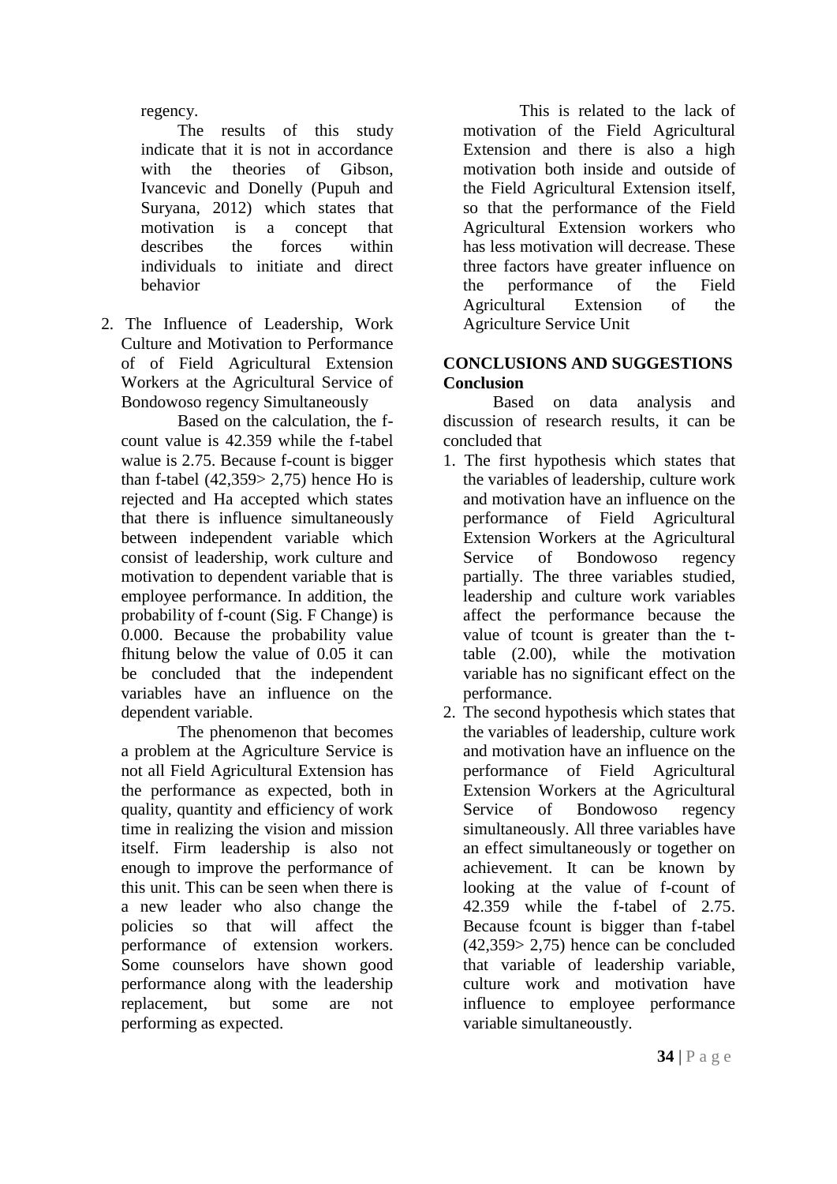regency.

The results of this study indicate that it is not in accordance with the theories of Gibson, Ivancevic and Donelly (Pupuh and Suryana, 2012) which states that motivation is a concept that describes the forces within individuals to initiate and direct behavior

2. The Influence of Leadership, Work Culture and Motivation to Performance of of Field Agricultural Extension Workers at the Agricultural Service of Bondowoso regency Simultaneously

   Based on the calculation, the f-count value is 42.359 while the f-tabel walue is 2.75. Because f-count is bigger than f-tabel (42,359> 2,75) hence Ho is rejected and Ha accepted which states that there is influence simultaneously between independent variable which consist of leadership, work culture and motivation to dependent variable that is employee performance. In addition, the probability of f-count (Sig. F Change) is 0.000. Because the probability value fhitung below the value of 0.05 it can be concluded that the independent variables have an influence on the dependent variable.

   The phenomenon that becomes a problem at the Agriculture Service is not all Field Agricultural Extension has the performance as expected, both in quality, quantity and efficiency of work time in realizing the vision and mission itself. Firm leadership is also not enough to improve the performance of this unit. This can be seen when there is a new leader who also change the policies so that will affect the performance of extension workers. Some counselors have shown good performance along with the leadership replacement, but some are not performing as expected.

   This is related to the lack of motivation of the Field Agricultural Extension and there is also a high motivation both inside and outside of the Field Agricultural Extension itself, so that the performance of the Field Agricultural Extension workers who has less motivation will decrease. These three factors have greater influence on the performance of the Field Agricultural Extension of the Agriculture Service Unit

## CONCLUSIONS AND SUGGESTIONS

### Conclusion

Based on data analysis and discussion of research results, it can be concluded that

1. The first hypothesis which states that the variables of leadership, culture work and motivation have an influence on the performance of Field Agricultural Extension Workers at the Agricultural Service of Bondowoso regency partially. The three variables studied, leadership and culture work variables affect the performance because the value of tcount is greater than the t-table (2.00), while the motivation variable has no significant effect on the performance.
2. The second hypothesis which states that the variables of leadership, culture work and motivation have an influence on the performance of Field Agricultural Extension Workers at the Agricultural Service of Bondowoso regency simultaneously. All three variables have an effect simultaneously or together on achievement. It can be known by looking at the value of f-count of 42.359 while the f-tabel of 2.75. Because fcount is bigger than f-tabel (42,359> 2,75) hence can be concluded that variable of leadership variable, culture work and motivation have influence to employee performance variable simultaneoustly.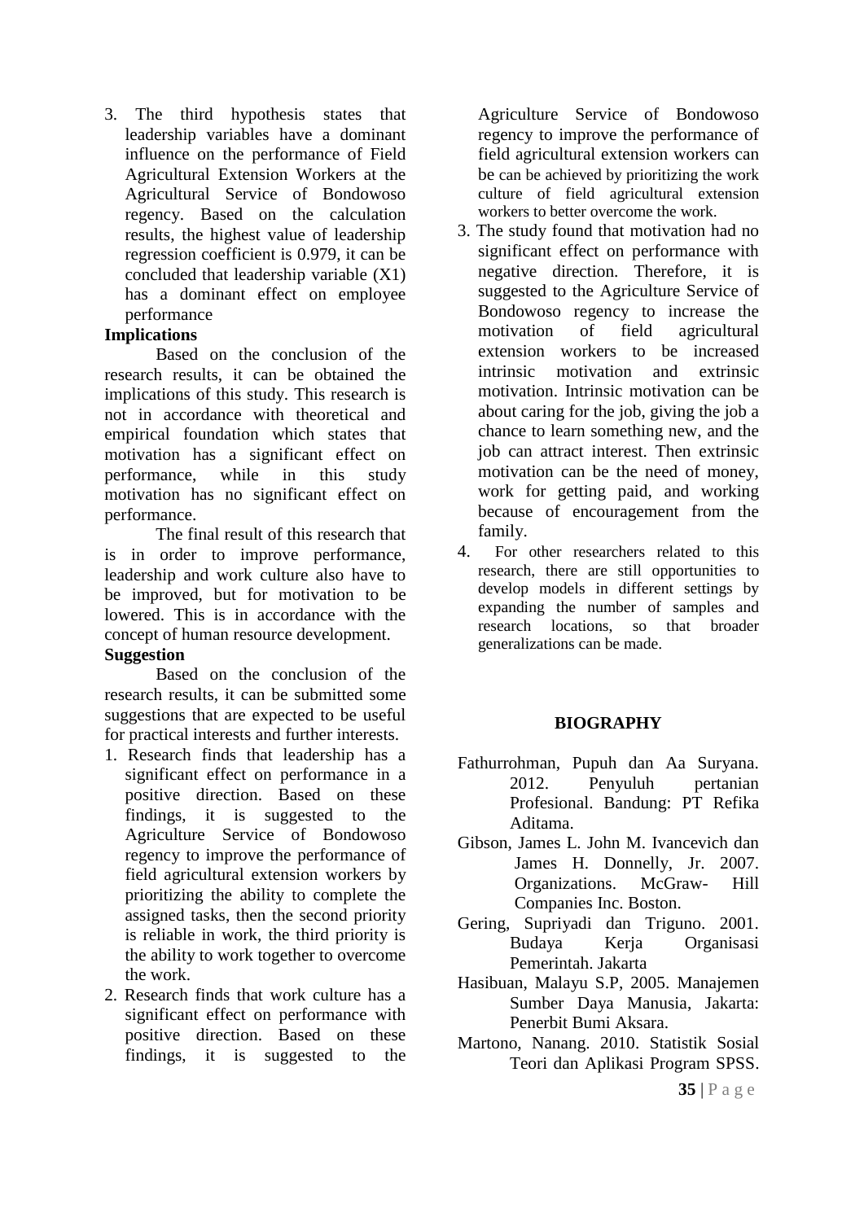3. The third hypothesis states that leadership variables have a dominant influence on the performance of Field Agricultural Extension Workers at the Agricultural Service of Bondowoso regency. Based on the calculation results, the highest value of leadership regression coefficient is 0.979, it can be concluded that leadership variable (X1) has a dominant effect on employee performance

**Implications**

Based on the conclusion of the research results, it can be obtained the implications of this study. This research is not in accordance with theoretical and empirical foundation which states that motivation has a significant effect on performance, while in this study motivation has no significant effect on performance.

The final result of this research that is in order to improve performance, leadership and work culture also have to be improved, but for motivation to be lowered. This is in accordance with the concept of human resource development.

**Suggestion**

Based on the conclusion of the research results, it can be submitted some suggestions that are expected to be useful for practical interests and further interests.

1. Research finds that leadership has a significant effect on performance in a positive direction. Based on these findings, it is suggested to the Agriculture Service of Bondowoso regency to improve the performance of field agricultural extension workers by prioritizing the ability to complete the assigned tasks, then the second priority is reliable in work, the third priority is the ability to work together to overcome the work.
2. Research finds that work culture has a significant effect on performance with positive direction. Based on these findings, it is suggested to the Agriculture Service of Bondowoso regency to improve the performance of field agricultural extension workers can be can be achieved by prioritizing the work culture of field agricultural extension workers to better overcome the work.
3. The study found that motivation had no significant effect on performance with negative direction. Therefore, it is suggested to the Agriculture Service of Bondowoso regency to increase the motivation of field agricultural extension workers to be increased intrinsic motivation and extrinsic motivation. Intrinsic motivation can be about caring for the job, giving the job a chance to learn something new, and the job can attract interest. Then extrinsic motivation can be the need of money, work for getting paid, and working because of encouragement from the family.
4. For other researchers related to this research, there are still opportunities to develop models in different settings by expanding the number of samples and research locations, so that broader generalizations can be made.

**BIOGRAPHY**

Fathurrohman, Pupuh dan Aa Suryana. 2012. Penyuluh pertanian Profesional. Bandung: PT Refika Aditama.

Gibson, James L. John M. Ivancevich dan James H. Donnelly, Jr. 2007. Organizations. McGraw- Hill Companies Inc. Boston.

Gering, Supriyadi dan Triguno. 2001. Budaya Kerja Organisasi Pemerintah. Jakarta

Hasibuan, Malayu S.P, 2005. Manajemen Sumber Daya Manusia, Jakarta: Penerbit Bumi Aksara.

Martono, Nanang. 2010. Statistik Sosial Teori dan Aplikasi Program SPSS.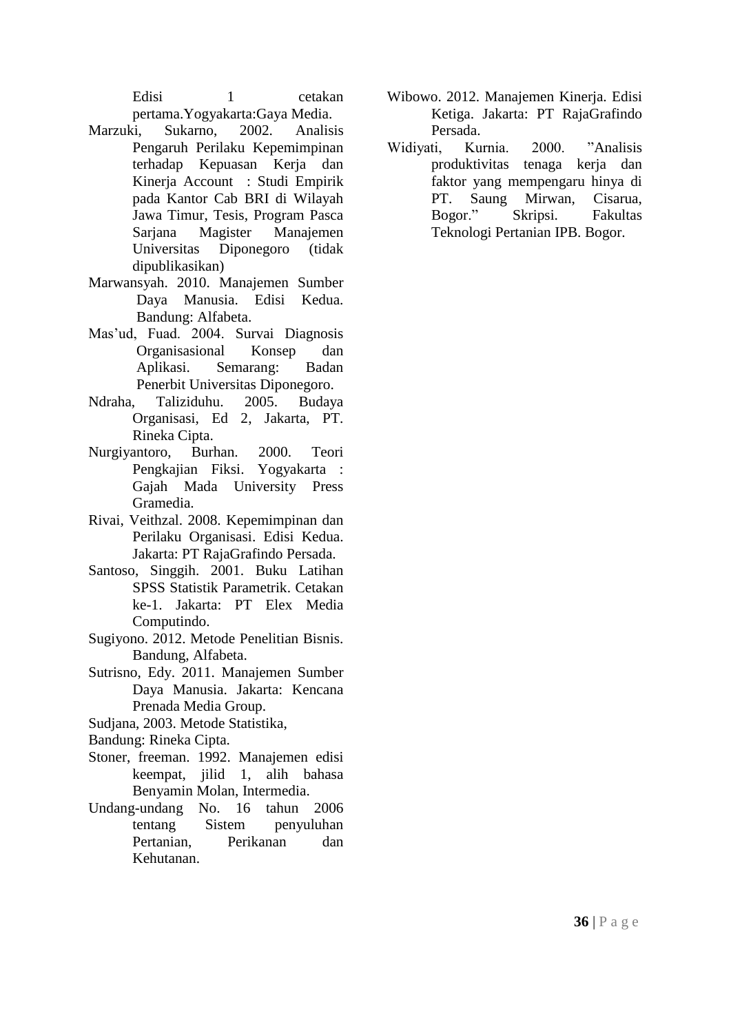Edisi 1 cetakan pertama.Yogyakarta:Gaya Media.

Marzuki, Sukarno, 2002. Analisis Pengaruh Perilaku Kepemimpinan terhadap Kepuasan Kerja dan Kinerja Account : Studi Empirik pada Kantor Cab BRI di Wilayah Jawa Timur, Tesis, Program Pasca Sarjana Magister Manajemen Universitas Diponegoro (tidak dipublikasikan)

Marwansyah. 2010. Manajemen Sumber Daya Manusia. Edisi Kedua. Bandung: Alfabeta.

Mas'ud, Fuad. 2004. Survai Diagnosis Organisasional Konsep dan Aplikasi. Semarang: Badan Penerbit Universitas Diponegoro.

Ndraha, Taliziduhu. 2005. Budaya Organisasi, Ed 2, Jakarta, PT. Rineka Cipta.

Nurgiyantoro, Burhan. 2000. Teori Pengkajian Fiksi. Yogyakarta : Gajah Mada University Press Gramedia.

Rivai, Veithzal. 2008. Kepemimpinan dan Perilaku Organisasi. Edisi Kedua. Jakarta: PT RajaGrafindo Persada.

Santoso, Singgih. 2001. Buku Latihan SPSS Statistik Parametrik. Cetakan ke-1. Jakarta: PT Elex Media Computindo.

Sugiyono. 2012. Metode Penelitian Bisnis. Bandung, Alfabeta.

Sutrisno, Edy. 2011. Manajemen Sumber Daya Manusia. Jakarta: Kencana Prenada Media Group.

Sudjana, 2003. Metode Statistika,
Bandung: Rineka Cipta.

Stoner, freeman. 1992. Manajemen edisi keempat, jilid 1, alih bahasa Benyamin Molan, Intermedia.

Undang-undang No. 16 tahun 2006 tentang Sistem penyuluhan Pertanian, Perikanan dan Kehutanan.

Wibowo. 2012. Manajemen Kinerja. Edisi Ketiga. Jakarta: PT RajaGrafindo Persada.

Widiyati, Kurnia. 2000. "Analisis produktivitas tenaga kerja dan faktor yang mempengaru hinya di PT. Saung Mirwan, Cisarua, Bogor." Skripsi. Fakultas Teknologi Pertanian IPB. Bogor.